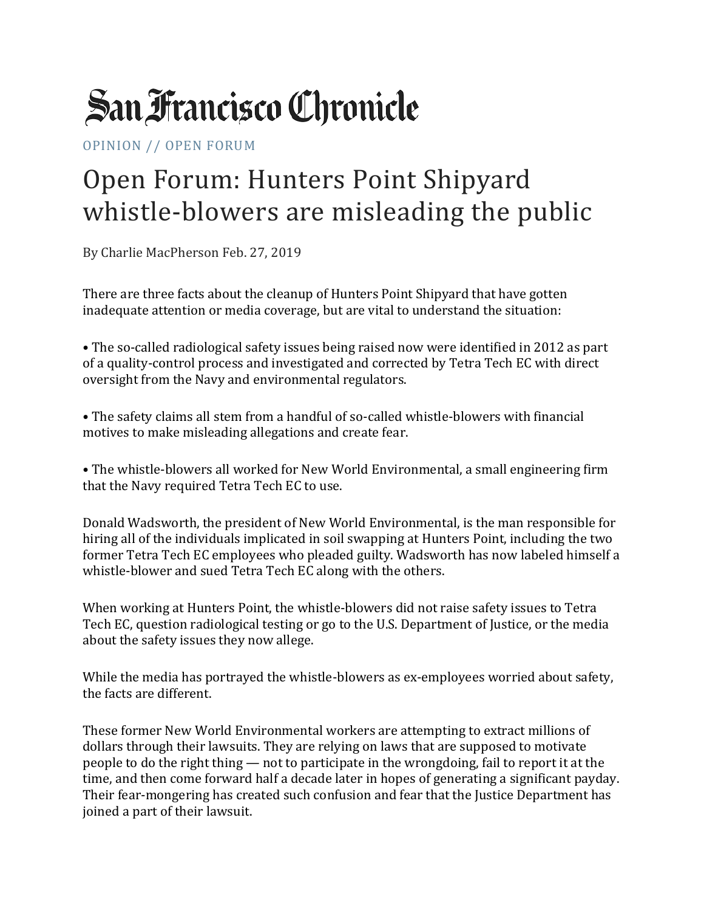# San Francisco Chronicle

OPINION // OPEN FORUM

## Open Forum: Hunters Point Shipyard whistle-blowers are misleading the public

By Charlie MacPherson Feb. 27, 2019

There are three facts about the cleanup of Hunters Point Shipyard that have gotten inadequate attention or media coverage, but are vital to understand the situation:

• The so-called radiological safety issues being raised now were identified in 2012 as part of a quality-control process and investigated and corrected by Tetra Tech EC with direct oversight from the Navy and environmental regulators.

• The safety claims all stem from a handful of so-called whistle-blowers with financial motives to make misleading allegations and create fear.

• The whistle-blowers all worked for New World Environmental, a small engineering firm that the Navy required Tetra Tech EC to use.

Donald Wadsworth, the president of New World Environmental, is the man responsible for hiring all of the individuals implicated in soil swapping at Hunters Point, including the two former Tetra Tech EC employees who pleaded guilty. Wadsworth has now labeled himself a whistle-blower and sued Tetra Tech EC along with the others.

When working at Hunters Point, the whistle-blowers did not raise safety issues to Tetra Tech EC, question radiological testing or go to the U.S. Department of Justice, or the media about the safety issues they now allege.

While the media has portrayed the whistle-blowers as ex-employees worried about safety, the facts are different.

These former New World Environmental workers are attempting to extract millions of dollars through their lawsuits. They are relying on laws that are supposed to motivate people to do the right thing — not to participate in the wrongdoing, fail to report it at the time, and then come forward half a decade later in hopes of generating a significant payday. Their fear-mongering has created such confusion and fear that the Justice Department has joined a part of their lawsuit.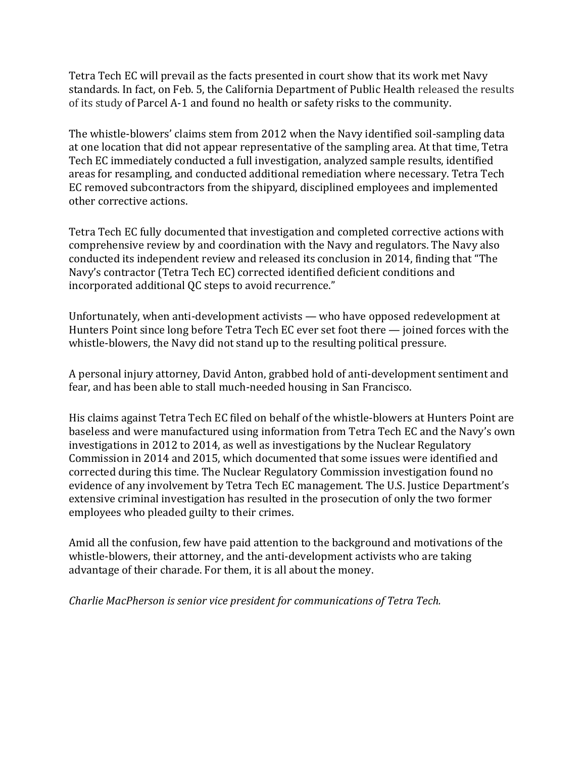Tetra Tech EC will prevail as the facts presented in court show that its work met Navy standards. In fact, on Feb. 5, the California Department of Public Health released the results of its study of Parcel A-1 and found no health or safety risks to the community.

The whistle-blowers' claims stem from 2012 when the Navy identified soil-sampling data at one location that did not appear representative of the sampling area. At that time, Tetra Tech EC immediately conducted a full investigation, analyzed sample results, identified areas for resampling, and conducted additional remediation where necessary. Tetra Tech EC removed subcontractors from the shipyard, disciplined employees and implemented other corrective actions.

Tetra Tech EC fully documented that investigation and completed corrective actions with comprehensive review by and coordination with the Navy and regulators. The Navy also conducted its independent review and released its conclusion in 2014, finding that "The Navy's contractor (Tetra Tech EC) corrected identified deficient conditions and incorporated additional QC steps to avoid recurrence."

Unfortunately, when anti-development activists — who have opposed redevelopment at Hunters Point since long before Tetra Tech EC ever set foot there — joined forces with the whistle-blowers, the Navy did not stand up to the resulting political pressure.

A personal injury attorney, David Anton, grabbed hold of anti-development sentiment and fear, and has been able to stall much-needed housing in San Francisco.

His claims against Tetra Tech EC filed on behalf of the whistle-blowers at Hunters Point are baseless and were manufactured using information from Tetra Tech EC and the Navy's own investigations in 2012 to 2014, as well as investigations by the Nuclear Regulatory Commission in 2014 and 2015, which documented that some issues were identified and corrected during this time. The Nuclear Regulatory Commission investigation found no evidence of any involvement by Tetra Tech EC management. The U.S. Justice Department's extensive criminal investigation has resulted in the prosecution of only the two former employees who pleaded guilty to their crimes.

Amid all the confusion, few have paid attention to the background and motivations of the whistle-blowers, their attorney, and the anti-development activists who are taking advantage of their charade. For them, it is all about the money.

*Charlie MacPherson is senior vice president for communications of Tetra Tech.*